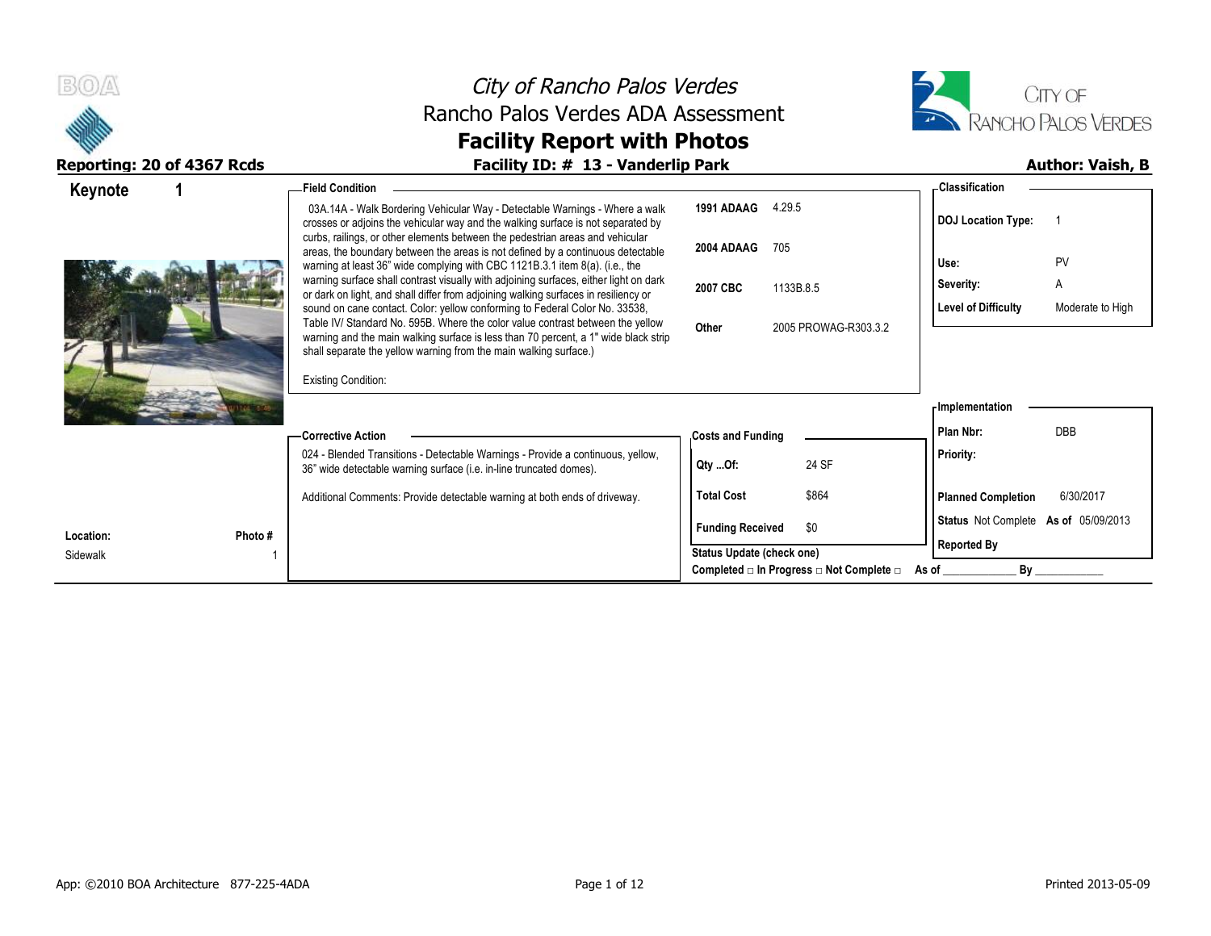# City of Rancho Palos Verdes
## Rancho Palos Verdes ADA Assessment
## Facility Report with Photos

**Reporting: 20 of 4367 Rcds** | **Facility ID: # 13 - Vanderlip Park** | **Author: Vaish, B**

### Keynote 1

**Field Condition**

03A.14A - Walk Bordering Vehicular Way - Detectable Warnings - Where a walk crosses or adjoins the vehicular way and the walking surface is not separated by curbs, railings, or other elements between the pedestrian areas and vehicular areas, the boundary between the areas is not defined by a continuous detectable warning at least 36" wide complying with CBC 1121B.3.1 item 8(a). (i.e., the warning surface shall contrast visually with adjoining surfaces, either light on dark or dark on light, and shall differ from adjoining walking surfaces in resiliency or sound on cane contact. Color: yellow conforming to Federal Color No. 33538, Table IV/ Standard No. 595B. Where the color value contrast between the yellow warning and the main walking surface is less than 70 percent, a 1" wide black strip shall separate the yellow warning from the main walking surface.)

Existing Condition:

| Code | Section |
|---|---|
| 1991 ADAAG | 4.29.5 |
| 2004 ADAAG | 705 |
| 2007 CBC | 1133B.8.5 |
| Other | 2005 PROWAG-R303.3.2 |

**Classification**

| | |
|---|---|
| DOJ Location Type: | 1 |
| Use: | PV |
| Severity: | A |
| Level of Difficulty | Moderate to High |

**Corrective Action**

024 - Blended Transitions - Detectable Warnings - Provide a continuous, yellow, 36" wide detectable warning surface (i.e. in-line truncated domes).

Additional Comments: Provide detectable warning at both ends of driveway.

**Costs and Funding**

| | |
|---|---|
| Qty ...Of: | 24 SF |
| Total Cost | $864 |
| Funding Received | $0 |

**Implementation**

| | |
|---|---|
| Plan Nbr: | DBB |
| Priority: | |
| Planned Completion | 6/30/2017 |
| Status | Not Complete As of 05/09/2013 |
| Reported By | |

**Location:** Sidewalk

**Photo #** 1

Status Update (check one)
Completed □ In Progress □ Not Complete □ As of ____________ By ____________

App: ©2010 BOA Architecture 877-225-4ADA

Printed 2013-05-09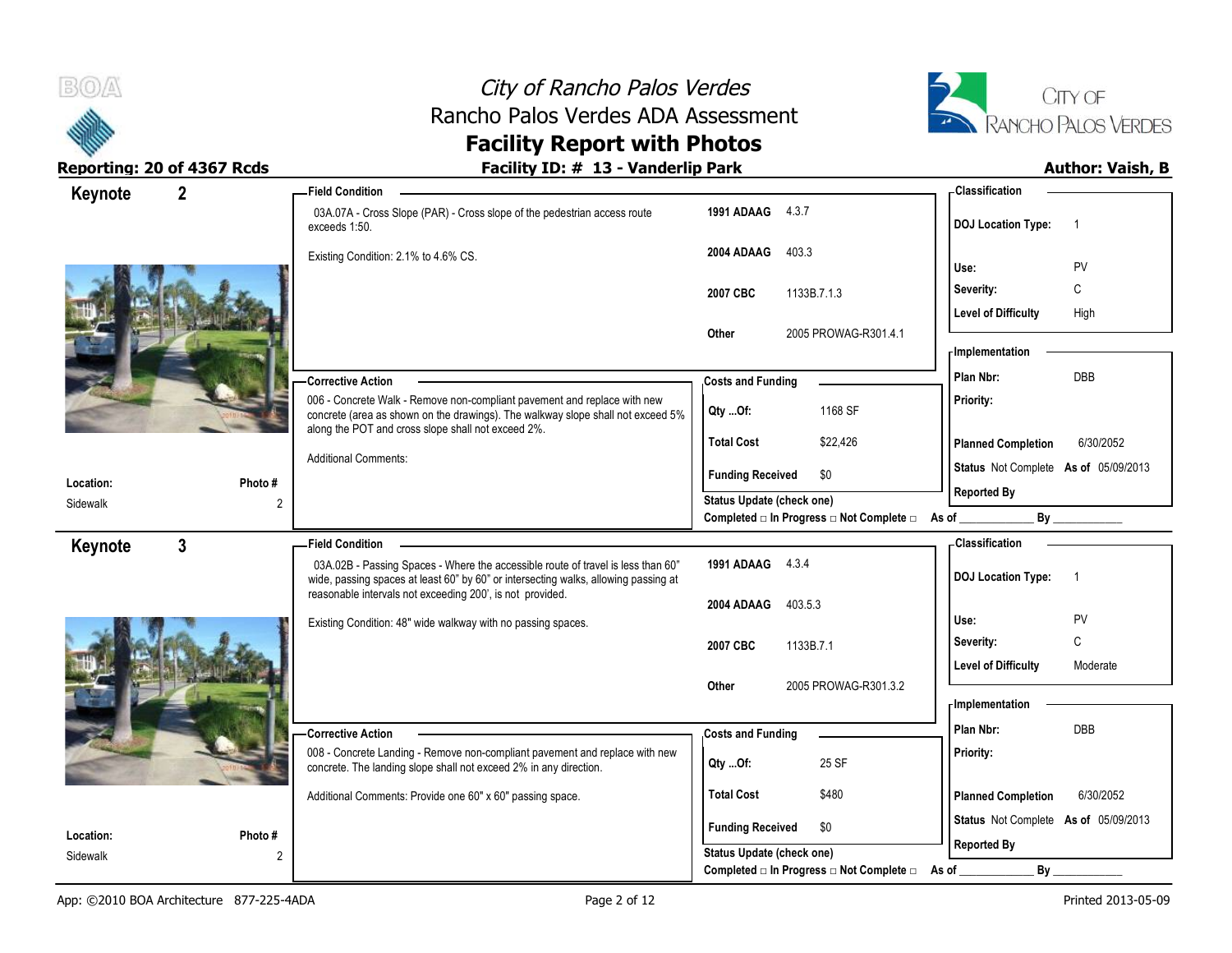# City of Rancho Palos Verdes
## Rancho Palos Verdes ADA Assessment
## Facility Report with Photos

**Reporting: 20 of 4367 Rcds** | **Facility ID: # 13 - Vanderlip Park** | **Author: Vaish, B**

---

## Keynote 2

**Location:** Sidewalk
**Photo #:** 2

**Field Condition**

03A.07A - Cross Slope (PAR) - Cross slope of the pedestrian access route exceeds 1:50.

Existing Condition: 2.1% to 4.6% CS.

| Code | Reference |
|---|---|
| 1991 ADAAG | 4.3.7 |
| 2004 ADAAG | 403.3 |
| 2007 CBC | 1133B.7.1.3 |
| Other | 2005 PROWAG-R301.4.1 |

**Classification**

| | |
|---|---|
| DOJ Location Type: | 1 |
| Use: | PV |
| Severity: | C |
| Level of Difficulty | High |

**Corrective Action**

006 - Concrete Walk - Remove non-compliant pavement and replace with new concrete (area as shown on the drawings). The walkway slope shall not exceed 5% along the POT and cross slope shall not exceed 2%.

Additional Comments:

**Costs and Funding**

| | |
|---|---|
| Qty ...Of: | 1168 SF |
| Total Cost | $22,426 |
| Funding Received | $0 |

**Implementation**

| | |
|---|---|
| Plan Nbr: | DBB |
| Priority: | |
| Planned Completion | 6/30/2052 |
| Status | Not Complete As of 05/09/2013 |
| Reported By | |

Status Update (check one)
Completed □ In Progress □ Not Complete □ As of ____________ By ____________

---

## Keynote 3

**Location:** Sidewalk
**Photo #:** 2

**Field Condition**

03A.02B - Passing Spaces - Where the accessible route of travel is less than 60" wide, passing spaces at least 60" by 60" or intersecting walks, allowing passing at reasonable intervals not exceeding 200', is not provided.

Existing Condition: 48" wide walkway with no passing spaces.

| Code | Reference |
|---|---|
| 1991 ADAAG | 4.3.4 |
| 2004 ADAAG | 403.5.3 |
| 2007 CBC | 1133B.7.1 |
| Other | 2005 PROWAG-R301.3.2 |

**Classification**

| | |
|---|---|
| DOJ Location Type: | 1 |
| Use: | PV |
| Severity: | C |
| Level of Difficulty | Moderate |

**Corrective Action**

008 - Concrete Landing - Remove non-compliant pavement and replace with new concrete. The landing slope shall not exceed 2% in any direction.

Additional Comments: Provide one 60" x 60" passing space.

**Costs and Funding**

| | |
|---|---|
| Qty ...Of: | 25 SF |
| Total Cost | $480 |
| Funding Received | $0 |

**Implementation**

| | |
|---|---|
| Plan Nbr: | DBB |
| Priority: | |
| Planned Completion | 6/30/2052 |
| Status | Not Complete As of 05/09/2013 |
| Reported By | |

Status Update (check one)
Completed □ In Progress □ Not Complete □ As of ____________ By ____________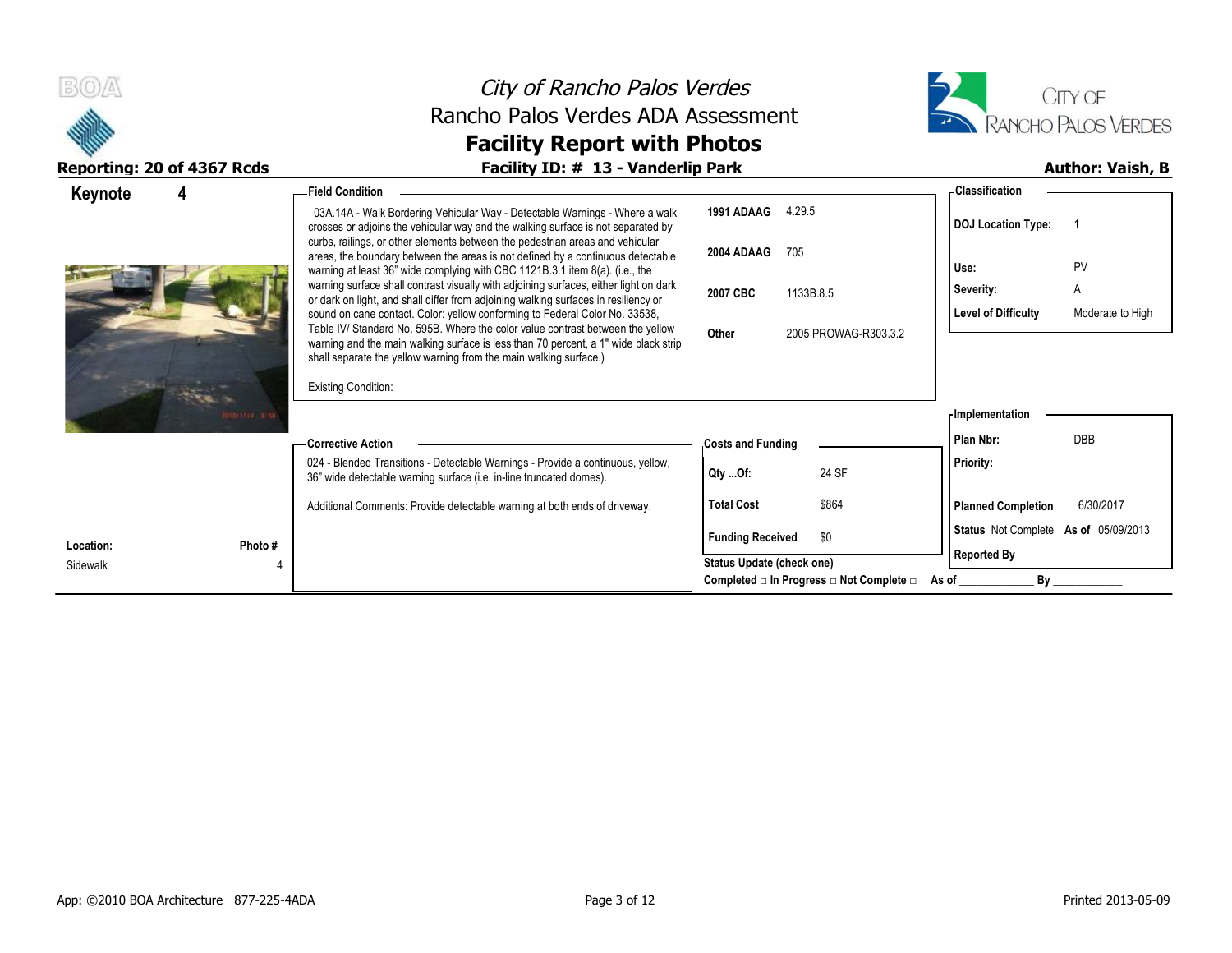# City of Rancho Palos Verdes
## Rancho Palos Verdes ADA Assessment
## Facility Report with Photos

**Reporting: 20 of 4367 Rcds** | **Facility ID: # 13 - Vanderlip Park** | **Author: Vaish, B**

**Keynote 4**

**Field Condition**

03A.14A - Walk Bordering Vehicular Way - Detectable Warnings - Where a walk crosses or adjoins the vehicular way and the walking surface is not separated by curbs, railings, or other elements between the pedestrian areas and vehicular areas, the boundary between the areas is not defined by a continuous detectable warning at least 36" wide complying with CBC 1121B.3.1 item 8(a). (i.e., the warning surface shall contrast visually with adjoining surfaces, either light on dark or dark on light, and shall differ from adjoining walking surfaces in resiliency or sound on cane contact. Color: yellow conforming to Federal Color No. 33538, Table IV/ Standard No. 595B. Where the color value contrast between the yellow warning and the main walking surface is less than 70 percent, a 1" wide black strip shall separate the yellow warning from the main walking surface.)

Existing Condition:

| Code | Section |
|---|---|
| 1991 ADAAG | 4.29.5 |
| 2004 ADAAG | 705 |
| 2007 CBC | 1133B.8.5 |
| Other | 2005 PROWAG-R303.3.2 |

**Classification**

| | |
|---|---|
| DOJ Location Type: | 1 |
| Use: | PV |
| Severity: | A |
| Level of Difficulty | Moderate to High |

**Corrective Action**

024 - Blended Transitions - Detectable Warnings - Provide a continuous, yellow, 36" wide detectable warning surface (i.e. in-line truncated domes).

Additional Comments: Provide detectable warning at both ends of driveway.

**Costs and Funding**

| | |
|---|---|
| Qty ...Of: | 24 SF |
| Total Cost | $864 |
| Funding Received | $0 |

**Implementation**

| | |
|---|---|
| Plan Nbr: | DBB |
| Priority: | |
| Planned Completion | 6/30/2017 |
| Status | Not Complete As of 05/09/2013 |
| Reported By | |

Status Update (check one)

Completed □ In Progress □ Not Complete □ As of ____________ By ____________

| Location: | Photo # |
|---|---|
| Sidewalk | 4 |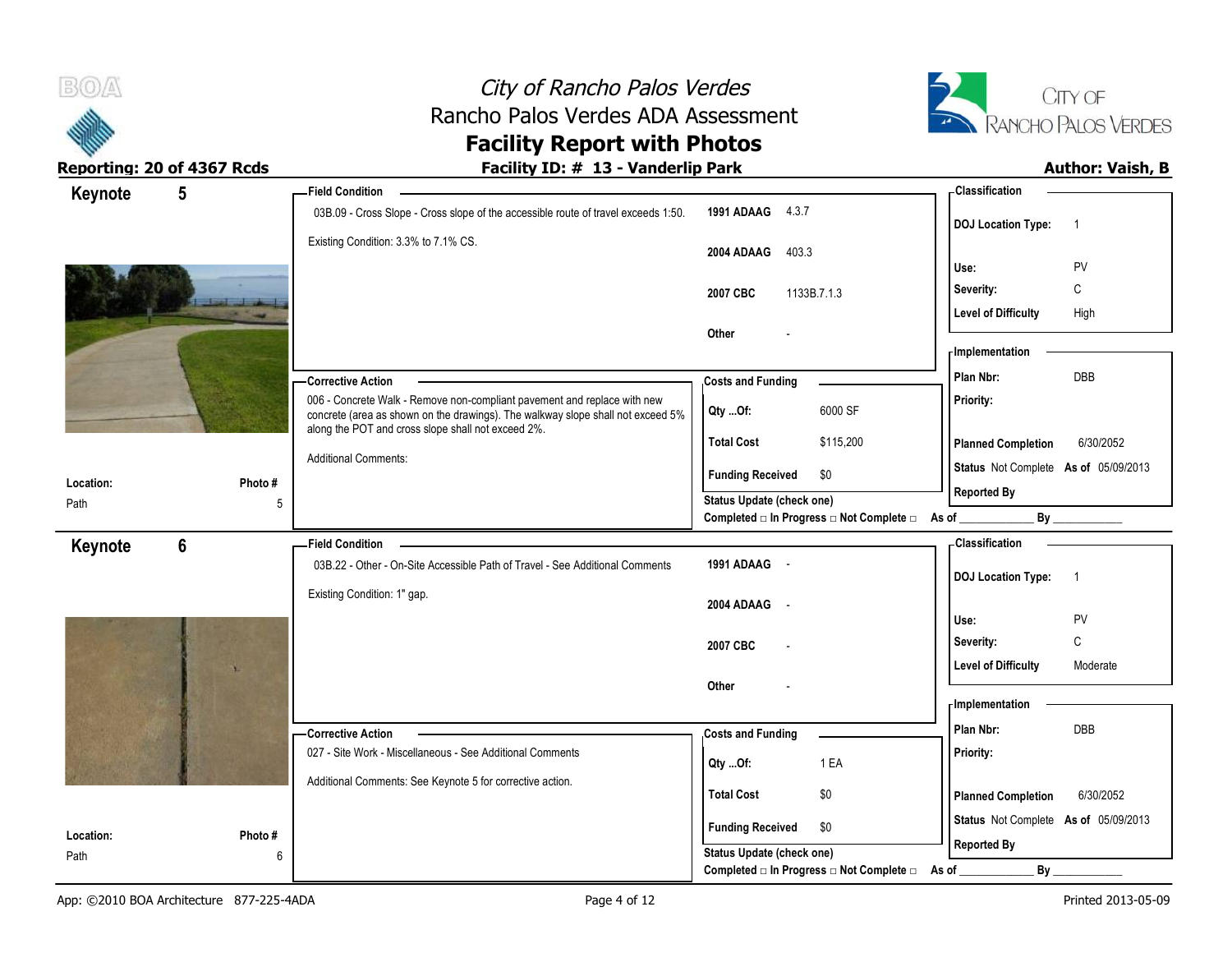# City of Rancho Palos Verdes
## Rancho Palos Verdes ADA Assessment
## Facility Report with Photos

**Reporting: 20 of 4367 Rcds** — **Facility ID: # 13 - Vanderlip Park** — **Author: Vaish, B**

---

### Keynote 5

**Location:** Path
**Photo #:** 5

**Field Condition**

03B.09 - Cross Slope - Cross slope of the accessible route of travel exceeds 1:50.

Existing Condition: 3.3% to 7.1% CS.

| Code | Reference |
|---|---|
| 1991 ADAAG | 4.3.7 |
| 2004 ADAAG | 403.3 |
| 2007 CBC | 1133B.7.1.3 |
| Other | - |

**Corrective Action**

006 - Concrete Walk - Remove non-compliant pavement and replace with new concrete (area as shown on the drawings). The walkway slope shall not exceed 5% along the POT and cross slope shall not exceed 2%.

Additional Comments:

**Costs and Funding**

| Item | Value |
|---|---|
| Qty ...Of: | 6000 SF |
| Total Cost | $115,200 |
| Funding Received | $0 |

Status Update (check one)
Completed □ In Progress □ Not Complete □ As of ____________ By ____________

**Classification**

| Item | Value |
|---|---|
| DOJ Location Type: | 1 |
| Use: | PV |
| Severity: | C |
| Level of Difficulty | High |

**Implementation**

| Item | Value |
|---|---|
| Plan Nbr: | DBB |
| Priority: | |
| Planned Completion | 6/30/2052 |
| Status | Not Complete As of 05/09/2013 |
| Reported By | |

---

### Keynote 6

**Location:** Path
**Photo #:** 6

**Field Condition**

03B.22 - Other - On-Site Accessible Path of Travel - See Additional Comments

Existing Condition: 1" gap.

| Code | Reference |
|---|---|
| 1991 ADAAG | - |
| 2004 ADAAG | - |
| 2007 CBC | - |
| Other | - |

**Corrective Action**

027 - Site Work - Miscellaneous - See Additional Comments

Additional Comments: See Keynote 5 for corrective action.

**Costs and Funding**

| Item | Value |
|---|---|
| Qty ...Of: | 1 EA |
| Total Cost | $0 |
| Funding Received | $0 |

Status Update (check one)
Completed □ In Progress □ Not Complete □ As of ____________ By ____________

**Classification**

| Item | Value |
|---|---|
| DOJ Location Type: | 1 |
| Use: | PV |
| Severity: | C |
| Level of Difficulty | Moderate |

**Implementation**

| Item | Value |
|---|---|
| Plan Nbr: | DBB |
| Priority: | |
| Planned Completion | 6/30/2052 |
| Status | Not Complete As of 05/09/2013 |
| Reported By | |

App: ©2010 BOA Architecture 877-225-4ADA — Printed 2013-05-09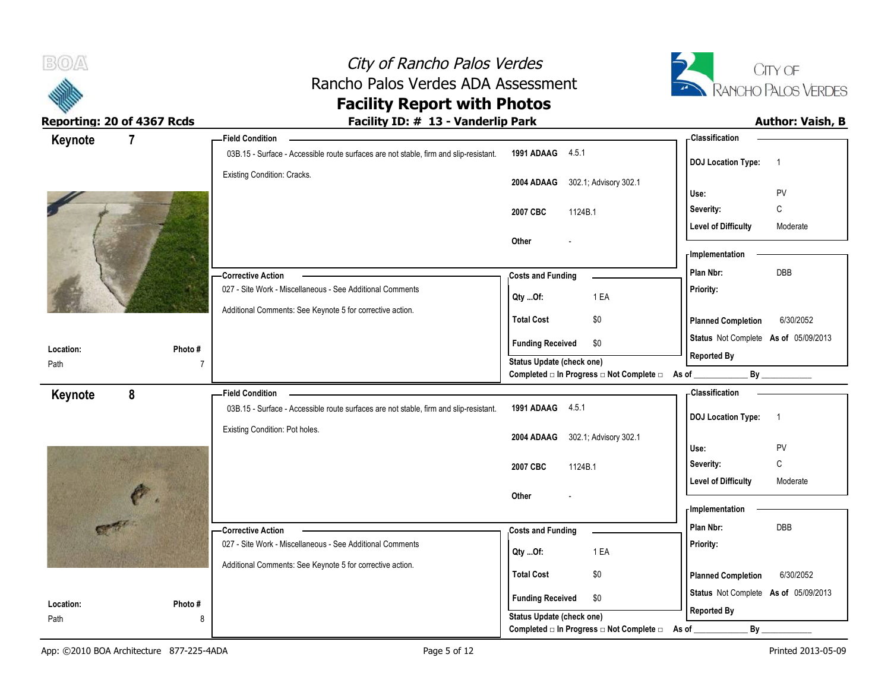# City of Rancho Palos Verdes
## Rancho Palos Verdes ADA Assessment
## Facility Report with Photos

**Reporting: 20 of 4367 Rcds** — **Facility ID: # 13 - Vanderlip Park** — **Author: Vaish, B**

---

## Keynote 7

**Location:** Path
**Photo #:** 7

**Field Condition**

03B.15 - Surface - Accessible route surfaces are not stable, firm and slip-resistant.

Existing Condition: Cracks.

| | |
|---|---|
| 1991 ADAAG | 4.5.1 |
| 2004 ADAAG | 302.1; Advisory 302.1 |
| 2007 CBC | 1124B.1 |
| Other | - |

**Classification**

| | |
|---|---|
| DOJ Location Type: | 1 |
| Use: | PV |
| Severity: | C |
| Level of Difficulty | Moderate |

**Corrective Action**

027 - Site Work - Miscellaneous - See Additional Comments

Additional Comments: See Keynote 5 for corrective action.

**Costs and Funding**

| | |
|---|---|
| Qty ...Of: | 1 EA |
| Total Cost | $0 |
| Funding Received | $0 |

**Implementation**

| | |
|---|---|
| Plan Nbr: | DBB |
| Priority: | |
| Planned Completion | 6/30/2052 |
| Status | Not Complete As of 05/09/2013 |
| Reported By | |

Status Update (check one)
Completed □ In Progress □ Not Complete □ As of ____________ By ____________

---

## Keynote 8

**Location:** Path
**Photo #:** 8

**Field Condition**

03B.15 - Surface - Accessible route surfaces are not stable, firm and slip-resistant.

Existing Condition: Pot holes.

| | |
|---|---|
| 1991 ADAAG | 4.5.1 |
| 2004 ADAAG | 302.1; Advisory 302.1 |
| 2007 CBC | 1124B.1 |
| Other | - |

**Classification**

| | |
|---|---|
| DOJ Location Type: | 1 |
| Use: | PV |
| Severity: | C |
| Level of Difficulty | Moderate |

**Corrective Action**

027 - Site Work - Miscellaneous - See Additional Comments

Additional Comments: See Keynote 5 for corrective action.

**Costs and Funding**

| | |
|---|---|
| Qty ...Of: | 1 EA |
| Total Cost | $0 |
| Funding Received | $0 |

**Implementation**

| | |
|---|---|
| Plan Nbr: | DBB |
| Priority: | |
| Planned Completion | 6/30/2052 |
| Status | Not Complete As of 05/09/2013 |
| Reported By | |

Status Update (check one)
Completed □ In Progress □ Not Complete □ As of ____________ By ____________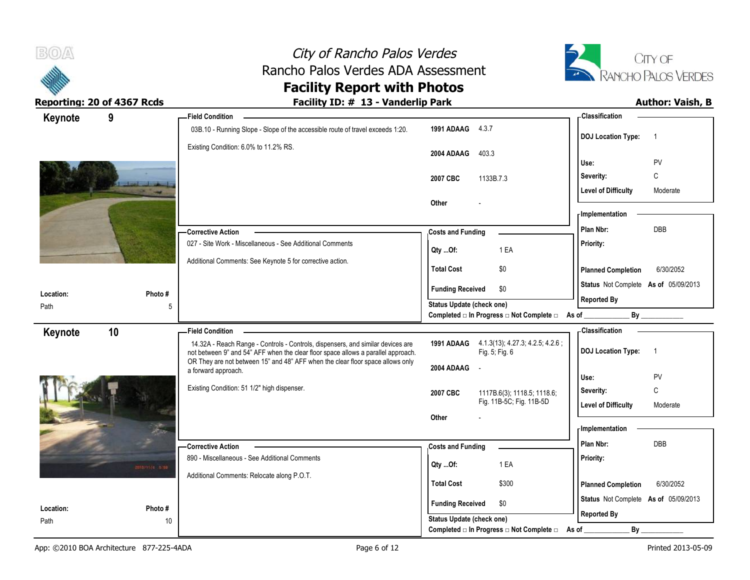**City of Rancho Palos Verdes**
Rancho Palos Verdes ADA Assessment
**Facility Report with Photos**

**Reporting: 20 of 4367 Rcds** | **Facility ID: # 13 - Vanderlip Park** | **Author: Vaish, B**

## Keynote 9

**Location:** Path
**Photo #:** 5

**Field Condition**

03B.10 - Running Slope - Slope of the accessible route of travel exceeds 1:20.

Existing Condition: 6.0% to 11.2% RS.

| | |
|---|---|
| 1991 ADAAG | 4.3.7 |
| 2004 ADAAG | 403.3 |
| 2007 CBC | 1133B.7.3 |
| Other | - |

**Classification**

| | |
|---|---|
| DOJ Location Type: | 1 |
| Use: | PV |
| Severity: | C |
| Level of Difficulty | Moderate |

**Corrective Action**

027 - Site Work - Miscellaneous - See Additional Comments

Additional Comments: See Keynote 5 for corrective action.

**Costs and Funding**

| | |
|---|---|
| Qty ...Of: | 1 EA |
| Total Cost | $0 |
| Funding Received | $0 |

**Implementation**

| | |
|---|---|
| Plan Nbr: | DBB |
| Priority: | |
| Planned Completion | 6/30/2052 |
| Status | Not Complete As of 05/09/2013 |
| Reported By | |

Status Update (check one)
Completed □ In Progress □ Not Complete □ As of ____________ By ____________

## Keynote 10

**Location:** Path
**Photo #:** 10

**Field Condition**

14.32A - Reach Range - Controls - Controls, dispensers, and similar devices are not between 9" and 54" AFF when the clear floor space allows a parallel approach. OR They are not between 15" and 48" AFF when the clear floor space allows only a forward approach.

Existing Condition: 51 1/2" high dispenser.

| | |
|---|---|
| 1991 ADAAG | 4.1.3(13); 4.27.3; 4.2.5; 4.2.6 ; Fig. 5; Fig. 6 |
| 2004 ADAAG | - |
| 2007 CBC | 1117B.6(3); 1118.5; 1118.6; Fig. 11B-5C; Fig. 11B-5D |
| Other | - |

**Classification**

| | |
|---|---|
| DOJ Location Type: | 1 |
| Use: | PV |
| Severity: | C |
| Level of Difficulty | Moderate |

**Corrective Action**

890 - Miscellaneous - See Additional Comments

Additional Comments: Relocate along P.O.T.

**Costs and Funding**

| | |
|---|---|
| Qty ...Of: | 1 EA |
| Total Cost | $300 |
| Funding Received | $0 |

**Implementation**

| | |
|---|---|
| Plan Nbr: | DBB |
| Priority: | |
| Planned Completion | 6/30/2052 |
| Status | Not Complete As of 05/09/2013 |
| Reported By | |

Status Update (check one)
Completed □ In Progress □ Not Complete □ As of ____________ By ____________

App: ©2010 BOA Architecture 877-225-4ADA | Printed 2013-05-09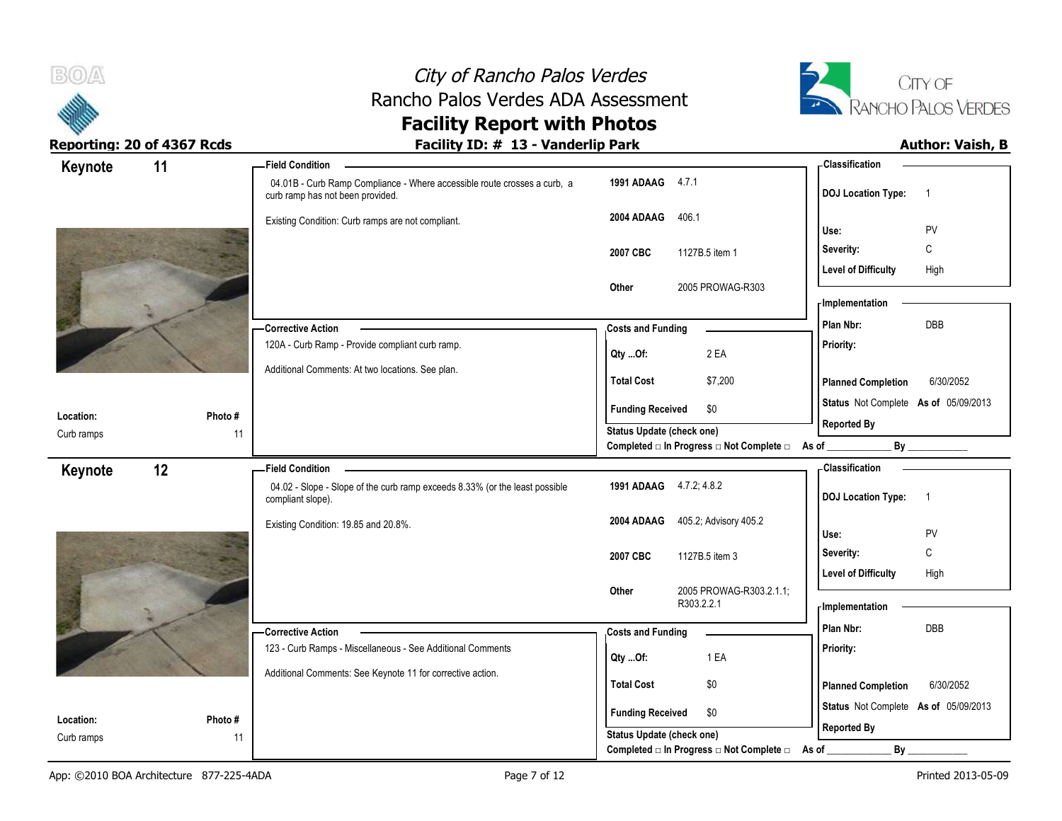# City of Rancho Palos Verdes
## Rancho Palos Verdes ADA Assessment
## Facility Report with Photos

**Reporting: 20 of 4367 Rcds** | **Facility ID: # 13 - Vanderlip Park** | **Author: Vaish, B**

---

## Keynote 11

**Location:** Curb ramps
**Photo #:** 11

**Field Condition**

04.01B - Curb Ramp Compliance - Where accessible route crosses a curb, a curb ramp has not been provided.

Existing Condition: Curb ramps are not compliant.

| Code | Reference |
|---|---|
| 1991 ADAAG | 4.7.1 |
| 2004 ADAAG | 406.1 |
| 2007 CBC | 1127B.5 item 1 |
| Other | 2005 PROWAG-R303 |

**Classification**

| | |
|---|---|
| DOJ Location Type: | 1 |
| Use: | PV |
| Severity: | C |
| Level of Difficulty | High |

**Corrective Action**

120A - Curb Ramp - Provide compliant curb ramp.

Additional Comments: At two locations. See plan.

**Costs and Funding**

| | |
|---|---|
| Qty ...Of: | 2 EA |
| Total Cost | $7,200 |
| Funding Received | $0 |

Status Update (check one)
Completed □ In Progress □ Not Complete □ As of ____________ By ____________

**Implementation**

| | |
|---|---|
| Plan Nbr: | DBB |
| Priority: | |
| Planned Completion | 6/30/2052 |
| Status | Not Complete As of 05/09/2013 |
| Reported By | |

---

## Keynote 12

**Location:** Curb ramps
**Photo #:** 11

**Field Condition**

04.02 - Slope - Slope of the curb ramp exceeds 8.33% (or the least possible compliant slope).

Existing Condition: 19.85 and 20.8%.

| Code | Reference |
|---|---|
| 1991 ADAAG | 4.7.2; 4.8.2 |
| 2004 ADAAG | 405.2; Advisory 405.2 |
| 2007 CBC | 1127B.5 item 3 |
| Other | 2005 PROWAG-R303.2.1.1; R303.2.2.1 |

**Classification**

| | |
|---|---|
| DOJ Location Type: | 1 |
| Use: | PV |
| Severity: | C |
| Level of Difficulty | High |

**Corrective Action**

123 - Curb Ramps - Miscellaneous - See Additional Comments

Additional Comments: See Keynote 11 for corrective action.

**Costs and Funding**

| | |
|---|---|
| Qty ...Of: | 1 EA |
| Total Cost | $0 |
| Funding Received | $0 |

Status Update (check one)
Completed □ In Progress □ Not Complete □ As of ____________ By ____________

**Implementation**

| | |
|---|---|
| Plan Nbr: | DBB |
| Priority: | |
| Planned Completion | 6/30/2052 |
| Status | Not Complete As of 05/09/2013 |
| Reported By | |

App: ©2010 BOA Architecture 877-225-4ADA | Printed 2013-05-09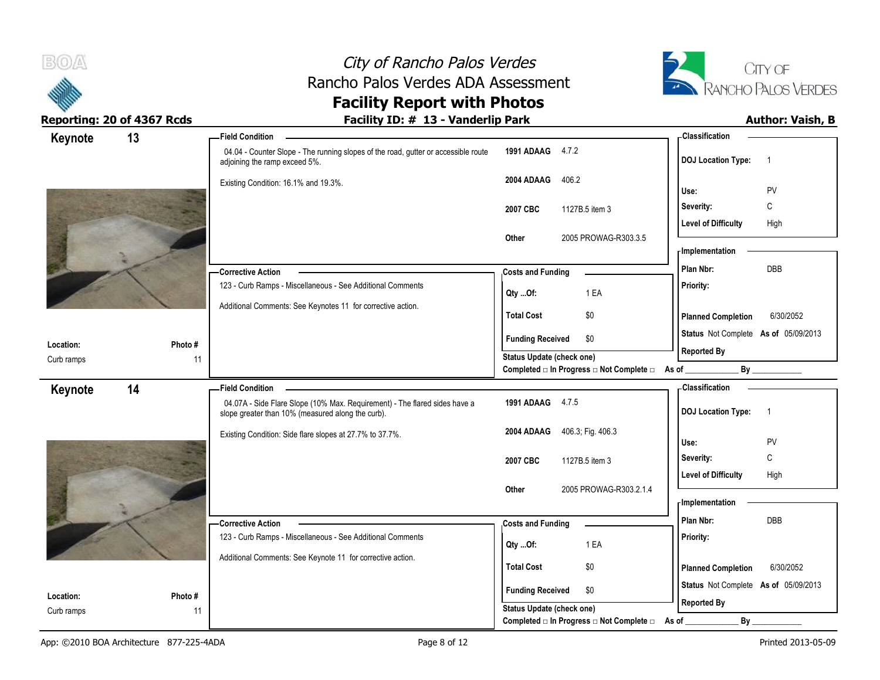# City of Rancho Palos Verdes
## Rancho Palos Verdes ADA Assessment
## Facility Report with Photos

**Reporting: 20 of 4367 Rcds** | **Facility ID: # 13 - Vanderlip Park** | **Author: Vaish, B**

---

## Keynote 13

**Location:** Curb ramps
**Photo #:** 11

**Field Condition**

04.04 - Counter Slope - The running slopes of the road, gutter or accessible route adjoining the ramp exceed 5%.

Existing Condition: 16.1% and 19.3%.

| Code | Reference |
|---|---|
| 1991 ADAAG | 4.7.2 |
| 2004 ADAAG | 406.2 |
| 2007 CBC | 1127B.5 item 3 |
| Other | 2005 PROWAG-R303.3.5 |

**Corrective Action**

123 - Curb Ramps - Miscellaneous - See Additional Comments

Additional Comments: See Keynotes 11 for corrective action.

**Costs and Funding**

| | |
|---|---|
| Qty ...Of: | 1 EA |
| Total Cost | $0 |
| Funding Received | $0 |

Status Update (check one)
Completed □ In Progress □ Not Complete □ As of ____________ By ____________

**Classification**

| | |
|---|---|
| DOJ Location Type: | 1 |
| Use: | PV |
| Severity: | C |
| Level of Difficulty | High |

**Implementation**

| | |
|---|---|
| Plan Nbr: | DBB |
| Priority: | |
| Planned Completion | 6/30/2052 |
| Status | Not Complete As of 05/09/2013 |
| Reported By | |

---

## Keynote 14

**Location:** Curb ramps
**Photo #:** 11

**Field Condition**

04.07A - Side Flare Slope (10% Max. Requirement) - The flared sides have a slope greater than 10% (measured along the curb).

Existing Condition: Side flare slopes at 27.7% to 37.7%.

| Code | Reference |
|---|---|
| 1991 ADAAG | 4.7.5 |
| 2004 ADAAG | 406.3; Fig. 406.3 |
| 2007 CBC | 1127B.5 item 3 |
| Other | 2005 PROWAG-R303.2.1.4 |

**Corrective Action**

123 - Curb Ramps - Miscellaneous - See Additional Comments

Additional Comments: See Keynote 11 for corrective action.

**Costs and Funding**

| | |
|---|---|
| Qty ...Of: | 1 EA |
| Total Cost | $0 |
| Funding Received | $0 |

Status Update (check one)
Completed □ In Progress □ Not Complete □ As of ____________ By ____________

**Classification**

| | |
|---|---|
| DOJ Location Type: | 1 |
| Use: | PV |
| Severity: | C |
| Level of Difficulty | High |

**Implementation**

| | |
|---|---|
| Plan Nbr: | DBB |
| Priority: | |
| Planned Completion | 6/30/2052 |
| Status | Not Complete As of 05/09/2013 |
| Reported By | |

---

App: ©2010 BOA Architecture 877-225-4ADA | Printed 2013-05-09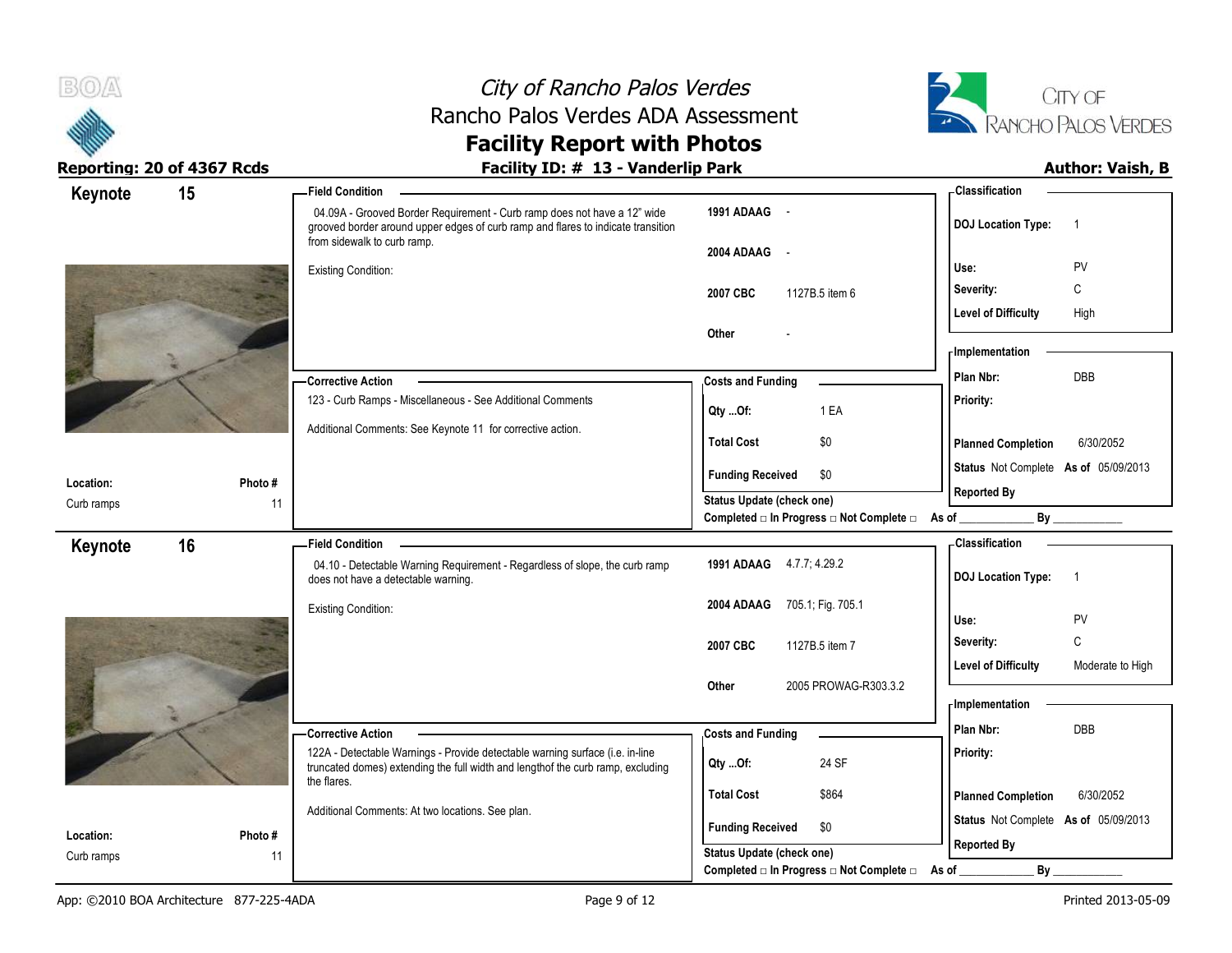# City of Rancho Palos Verdes
## Rancho Palos Verdes ADA Assessment
## Facility Report with Photos

**Reporting: 20 of 4367 Rcds** — **Facility ID: # 13 - Vanderlip Park** — **Author: Vaish, B**

---

## Keynote 15

**Location:** Curb ramps
**Photo #:** 11

**Field Condition**

04.09A - Grooved Border Requirement - Curb ramp does not have a 12" wide grooved border around upper edges of curb ramp and flares to indicate transition from sidewalk to curb ramp.

Existing Condition:

| Code | Reference |
|---|---|
| 1991 ADAAG | - |
| 2004 ADAAG | - |
| 2007 CBC | 1127B.5 item 6 |
| Other | - |

**Corrective Action**

123 - Curb Ramps - Miscellaneous - See Additional Comments

Additional Comments: See Keynote 11 for corrective action.

**Costs and Funding**

| | |
|---|---|
| Qty ...Of: | 1 EA |
| Total Cost | $0 |
| Funding Received | $0 |

Status Update (check one)
Completed □ In Progress □ Not Complete □ As of ____________ By ____________

**Classification**

| | |
|---|---|
| DOJ Location Type: | 1 |
| Use: | PV |
| Severity: | C |
| Level of Difficulty | High |

**Implementation**

| | |
|---|---|
| Plan Nbr: | DBB |
| Priority: | |
| Planned Completion | 6/30/2052 |
| Status | Not Complete As of 05/09/2013 |
| Reported By | |

---

## Keynote 16

**Location:** Curb ramps
**Photo #:** 11

**Field Condition**

04.10 - Detectable Warning Requirement - Regardless of slope, the curb ramp does not have a detectable warning.

Existing Condition:

| Code | Reference |
|---|---|
| 1991 ADAAG | 4.7.7; 4.29.2 |
| 2004 ADAAG | 705.1; Fig. 705.1 |
| 2007 CBC | 1127B.5 item 7 |
| Other | 2005 PROWAG-R303.3.2 |

**Corrective Action**

122A - Detectable Warnings - Provide detectable warning surface (i.e. in-line truncated domes) extending the full width and lengthof the curb ramp, excluding the flares.

Additional Comments: At two locations. See plan.

**Costs and Funding**

| | |
|---|---|
| Qty ...Of: | 24 SF |
| Total Cost | $864 |
| Funding Received | $0 |

Status Update (check one)
Completed □ In Progress □ Not Complete □ As of ____________ By ____________

**Classification**

| | |
|---|---|
| DOJ Location Type: | 1 |
| Use: | PV |
| Severity: | C |
| Level of Difficulty | Moderate to High |

**Implementation**

| | |
|---|---|
| Plan Nbr: | DBB |
| Priority: | |
| Planned Completion | 6/30/2052 |
| Status | Not Complete As of 05/09/2013 |
| Reported By | |

App: ©2010 BOA Architecture 877-225-4ADA — Printed 2013-05-09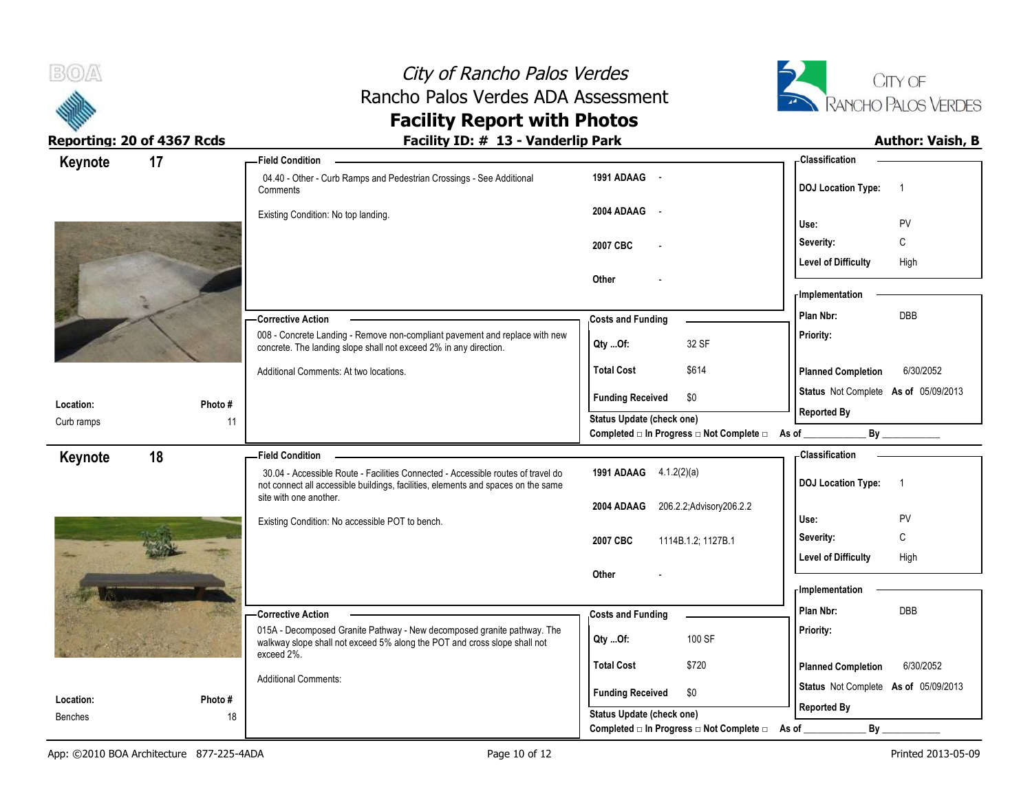# City of Rancho Palos Verdes
## Rancho Palos Verdes ADA Assessment
## Facility Report with Photos

**Reporting: 20 of 4367 Rcds** | **Facility ID: # 13 - Vanderlip Park** | **Author: Vaish, B**

---

## Keynote 17

**Location:** Curb ramps
**Photo #:** 11

**Field Condition**

04.40 - Other - Curb Ramps and Pedestrian Crossings - See Additional Comments

Existing Condition: No top landing.

| | |
|---|---|
| 1991 ADAAG | - |
| 2004 ADAAG | - |
| 2007 CBC | - |
| Other | - |

**Classification**

| | |
|---|---|
| DOJ Location Type: | 1 |
| Use: | PV |
| Severity: | C |
| Level of Difficulty | High |

**Corrective Action**

008 - Concrete Landing - Remove non-compliant pavement and replace with new concrete. The landing slope shall not exceed 2% in any direction.

Additional Comments: At two locations.

**Costs and Funding**

| | |
|---|---|
| Qty ...Of: | 32 SF |
| Total Cost | $614 |
| Funding Received | $0 |

Status Update (check one)
Completed □ In Progress □ Not Complete □ As of ____________ By ____________

**Implementation**

| | |
|---|---|
| Plan Nbr: | DBB |
| Priority: | |
| Planned Completion | 6/30/2052 |
| Status | Not Complete As of 05/09/2013 |
| Reported By | |

---

## Keynote 18

**Location:** Benches
**Photo #:** 18

**Field Condition**

30.04 - Accessible Route - Facilities Connected - Accessible routes of travel do not connect all accessible buildings, facilities, elements and spaces on the same site with one another.

Existing Condition: No accessible POT to bench.

| | |
|---|---|
| 1991 ADAAG | 4.1.2(2)(a) |
| 2004 ADAAG | 206.2.2;Advisory206.2.2 |
| 2007 CBC | 1114B.1.2; 1127B.1 |
| Other | - |

**Classification**

| | |
|---|---|
| DOJ Location Type: | 1 |
| Use: | PV |
| Severity: | C |
| Level of Difficulty | High |

**Corrective Action**

015A - Decomposed Granite Pathway - New decomposed granite pathway. The walkway slope shall not exceed 5% along the POT and cross slope shall not exceed 2%.

Additional Comments:

**Costs and Funding**

| | |
|---|---|
| Qty ...Of: | 100 SF |
| Total Cost | $720 |
| Funding Received | $0 |

Status Update (check one)
Completed □ In Progress □ Not Complete □ As of ____________ By ____________

**Implementation**

| | |
|---|---|
| Plan Nbr: | DBB |
| Priority: | |
| Planned Completion | 6/30/2052 |
| Status | Not Complete As of 05/09/2013 |
| Reported By | |

App: ©2010 BOA Architecture 877-225-4ADA | Printed 2013-05-09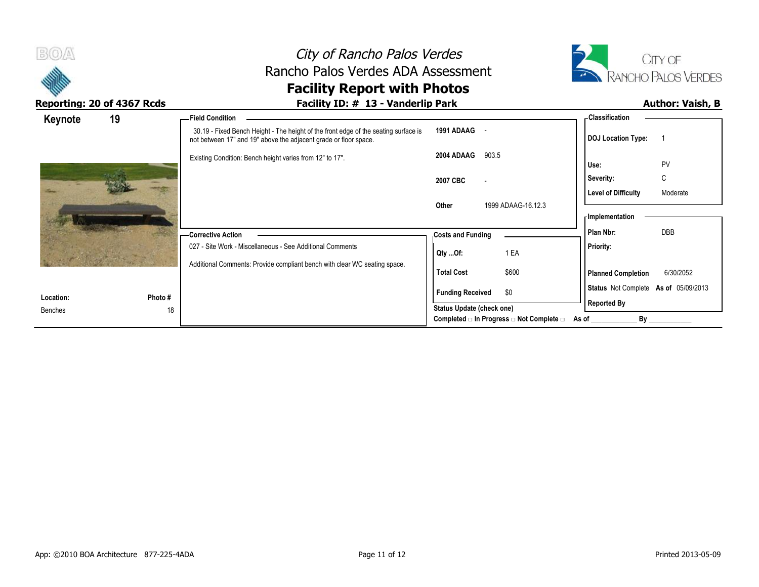# City of Rancho Palos Verdes
## Rancho Palos Verdes ADA Assessment
## Facility Report with Photos

**Reporting: 20 of 4367 Rcds**

**Facility ID: # 13 - Vanderlip Park**

**Author: Vaish, B**

**Keynote** 19

**Location:** Benches

**Photo #** 18

**Field Condition**

30.19 - Fixed Bench Height - The height of the front edge of the seating surface is not between 17" and 19" above the adjacent grade or floor space.

Existing Condition: Bench height varies from 12" to 17".

| | |
|---|---|
| 1991 ADAAG | - |
| 2004 ADAAG | 903.5 |
| 2007 CBC | - |
| Other | 1999 ADAAG-16.12.3 |

**Classification**

| | |
|---|---|
| DOJ Location Type: | 1 |
| Use: | PV |
| Severity: | C |
| Level of Difficulty | Moderate |

**Corrective Action**

027 - Site Work - Miscellaneous - See Additional Comments

Additional Comments: Provide compliant bench with clear WC seating space.

**Costs and Funding**

| | |
|---|---|
| Qty ...Of: | 1 EA |
| Total Cost | $600 |
| Funding Received | $0 |

**Status Update (check one)**

Completed □ In Progress □ Not Complete □ As of ____________ By ____________

**Implementation**

| | |
|---|---|
| Plan Nbr: | DBB |
| Priority: | |
| Planned Completion | 6/30/2052 |
| Status | Not Complete As of 05/09/2013 |
| Reported By | |

App: ©2010 BOA Architecture 877-225-4ADA

Printed 2013-05-09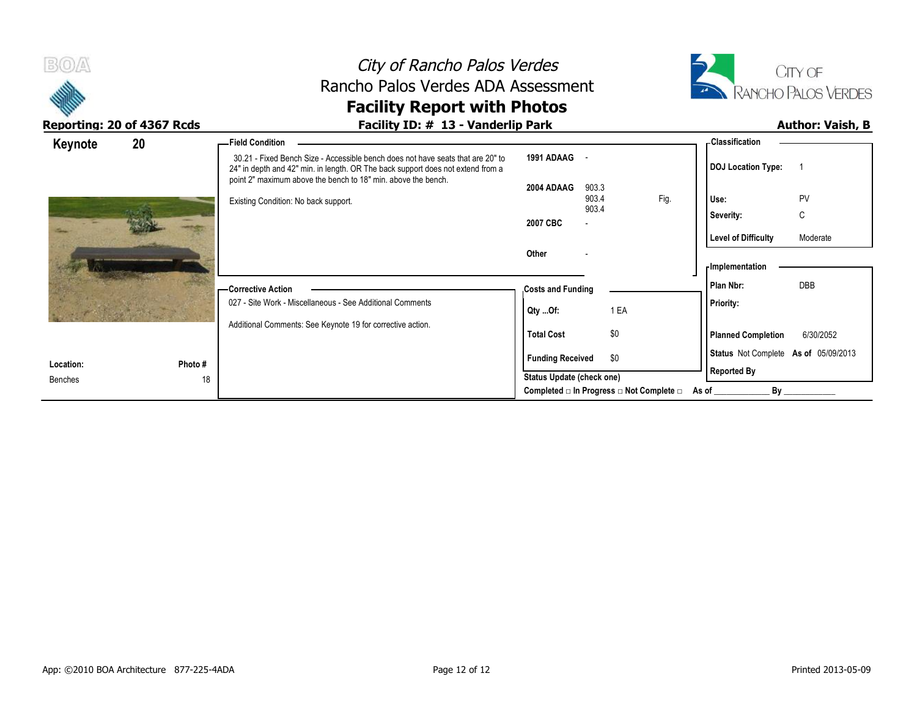# City of Rancho Palos Verdes
## Rancho Palos Verdes ADA Assessment
## Facility Report with Photos

**Reporting: 20 of 4367 Rcds**

**Facility ID: # 13 - Vanderlip Park**

**Author: Vaish, B**

**Keynote 20**

**Field Condition**

30.21 - Fixed Bench Size - Accessible bench does not have seats that are 20" to 24" in depth and 42" min. in length. OR The back support does not extend from a point 2" maximum above the bench to 18" min. above the bench.

Existing Condition: No back support.

| | | |
|---|---|---|
| **1991 ADAAG** | - | |
| **2004 ADAAG** | 903.3<br>903.4<br>903.4 | Fig. |
| **2007 CBC** | - | |
| **Other** | - | |

**Classification**

| | |
|---|---|
| **DOJ Location Type:** | 1 |
| **Use:** | PV |
| **Severity:** | C |
| **Level of Difficulty** | Moderate |

**Corrective Action**

027 - Site Work - Miscellaneous - See Additional Comments

Additional Comments: See Keynote 19 for corrective action.

**Costs and Funding**

| | |
|---|---|
| **Qty ...Of:** | 1 EA |
| **Total Cost** | $0 |
| **Funding Received** | $0 |

**Implementation**

| | |
|---|---|
| **Plan Nbr:** | DBB |
| **Priority:** | |
| **Planned Completion** | 6/30/2052 |
| **Status** Not Complete | **As of** 05/09/2013 |
| **Reported By** | |

**Location:** Benches

**Photo #** 18

**Status Update (check one)**

**Completed □ In Progress □ Not Complete □ As of** ____________ **By** ____________

App: ©2010 BOA Architecture 877-225-4ADA

Printed 2013-05-09